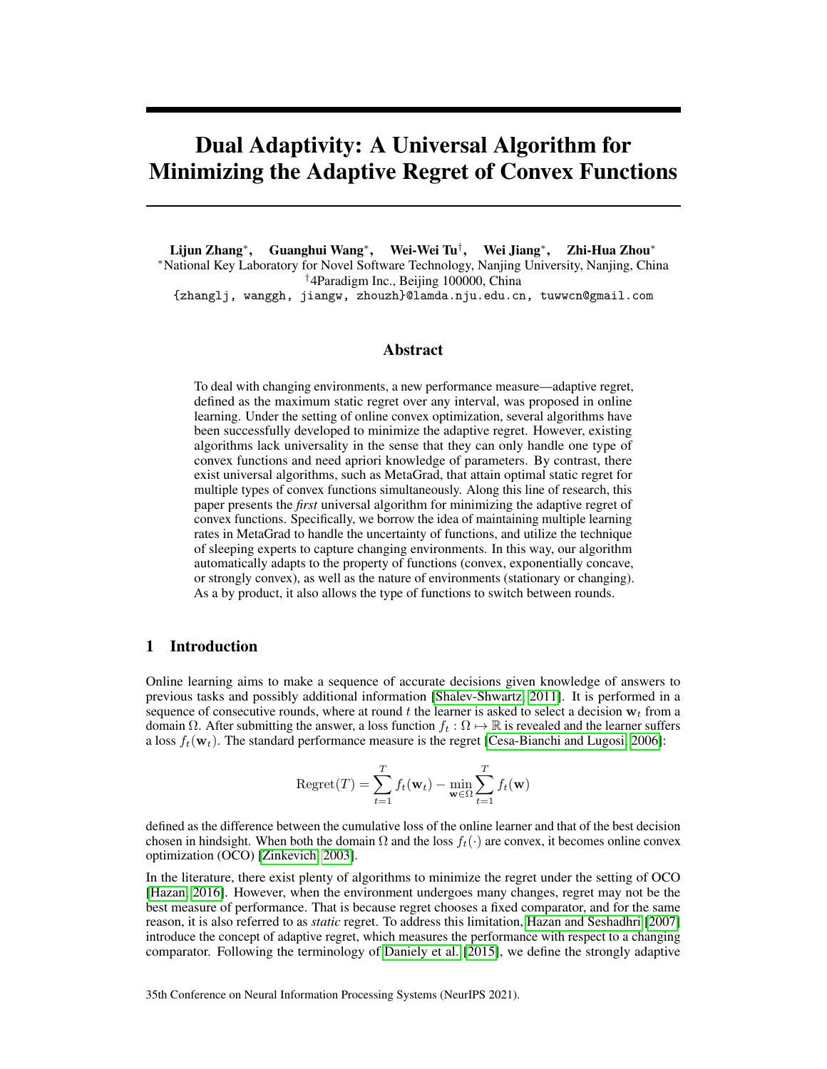# Dual Adaptivity: A Universal Algorithm for Minimizing the Adaptive Regret of Convex Functions

**Lijun Zhang**[*], **Guanghui Wang**[*], **Wei-Wei Tu**[†], **Wei Jiang**[*], **Zhi-Hua Zhou**[*]

[*]National Key Laboratory for Novel Software Technology, Nanjing University, Nanjing, China

[†]4Paradigm Inc., Beijing 100000, China

{zhanglj, wanggh, jiangw, zhouzh}@lamda.nju.edu.cn, tuwwcn@gmail.com

## Abstract

To deal with changing environments, a new performance measure—adaptive regret, defined as the maximum static regret over any interval, was proposed in online learning. Under the setting of online convex optimization, several algorithms have been successfully developed to minimize the adaptive regret. However, existing algorithms lack universality in the sense that they can only handle one type of convex functions and need apriori knowledge of parameters. By contrast, there exist universal algorithms, such as MetaGrad, that attain optimal static regret for multiple types of convex functions simultaneously. Along this line of research, this paper presents the *first* universal algorithm for minimizing the adaptive regret of convex functions. Specifically, we borrow the idea of maintaining multiple learning rates in MetaGrad to handle the uncertainty of functions, and utilize the technique of sleeping experts to capture changing environments. In this way, our algorithm automatically adapts to the property of functions (convex, exponentially concave, or strongly convex), as well as the nature of environments (stationary or changing). As a by product, it also allows the type of functions to switch between rounds.

## 1 Introduction

Online learning aims to make a sequence of accurate decisions given knowledge of answers to previous tasks and possibly additional information [Shalev-Shwartz, 2011]. It is performed in a sequence of consecutive rounds, where at round $t$ the learner is asked to select a decision $\mathbf{w}_t$ from a domain $\Omega$. After submitting the answer, a loss function $f_t : \Omega \mapsto \mathbb{R}$ is revealed and the learner suffers a loss $f_t(\mathbf{w}_t)$. The standard performance measure is the regret [Cesa-Bianchi and Lugosi, 2006]:

$$\mathrm{Regret}(T) = \sum_{t=1}^{T} f_t(\mathbf{w}_t) - \min_{\mathbf{w}\in\Omega} \sum_{t=1}^{T} f_t(\mathbf{w})$$

defined as the difference between the cumulative loss of the online learner and that of the best decision chosen in hindsight. When both the domain $\Omega$ and the loss $f_t(\cdot)$ are convex, it becomes online convex optimization (OCO) [Zinkevich, 2003].

In the literature, there exist plenty of algorithms to minimize the regret under the setting of OCO [Hazan, 2016]. However, when the environment undergoes many changes, regret may not be the best measure of performance. That is because regret chooses a fixed comparator, and for the same reason, it is also referred to as *static* regret. To address this limitation, Hazan and Seshadhri [2007] introduce the concept of adaptive regret, which measures the performance with respect to a changing comparator. Following the terminology of Daniely et al. [2015], we define the strongly adaptive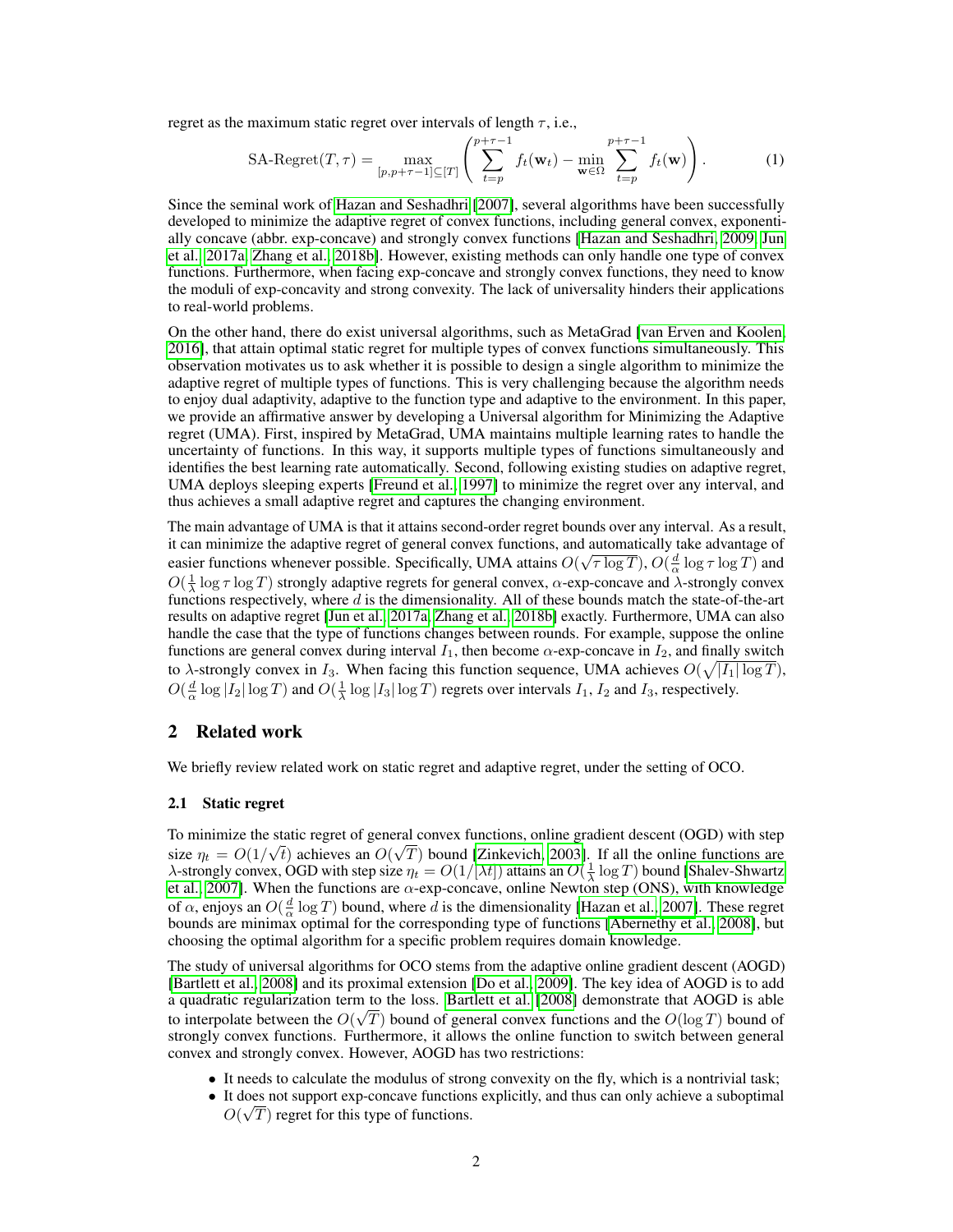regret as the maximum static regret over intervals of length $\tau$, i.e.,

$$\text{SA-Regret}(T, \tau) = \max_{[p, p+\tau-1] \subseteq [T]} \left( \sum_{t=p}^{p+\tau-1} f_t(\mathbf{w}_t) - \min_{\mathbf{w} \in \Omega} \sum_{t=p}^{p+\tau-1} f_t(\mathbf{w}) \right). \tag{1}$$

Since the seminal work of Hazan and Seshadhri [2007], several algorithms have been successfully developed to minimize the adaptive regret of convex functions, including general convex, exponentially concave (abbr. exp-concave) and strongly convex functions [Hazan and Seshadhri, 2009, Jun et al., 2017a, Zhang et al., 2018b]. However, existing methods can only handle one type of convex functions. Furthermore, when facing exp-concave and strongly convex functions, they need to know the moduli of exp-concavity and strong convexity. The lack of universality hinders their applications to real-world problems.

On the other hand, there do exist universal algorithms, such as MetaGrad [van Erven and Koolen, 2016], that attain optimal static regret for multiple types of convex functions simultaneously. This observation motivates us to ask whether it is possible to design a single algorithm to minimize the adaptive regret of multiple types of functions. This is very challenging because the algorithm needs to enjoy dual adaptivity, adaptive to the function type and adaptive to the environment. In this paper, we provide an affirmative answer by developing a Universal algorithm for Minimizing the Adaptive regret (UMA). First, inspired by MetaGrad, UMA maintains multiple learning rates to handle the uncertainty of functions. In this way, it supports multiple types of functions simultaneously and identifies the best learning rate automatically. Second, following existing studies on adaptive regret, UMA deploys sleeping experts [Freund et al., 1997] to minimize the regret over any interval, and thus achieves a small adaptive regret and captures the changing environment.

The main advantage of UMA is that it attains second-order regret bounds over any interval. As a result, it can minimize the adaptive regret of general convex functions, and automatically take advantage of easier functions whenever possible. Specifically, UMA attains $O(\sqrt{\tau \log T})$, $O(\frac{d}{\alpha} \log \tau \log T)$ and $O(\frac{1}{\lambda} \log \tau \log T)$ strongly adaptive regrets for general convex, $\alpha$-exp-concave and $\lambda$-strongly convex functions respectively, where $d$ is the dimensionality. All of these bounds match the state-of-the-art results on adaptive regret [Jun et al., 2017a, Zhang et al., 2018b] exactly. Furthermore, UMA can also handle the case that the type of functions changes between rounds. For example, suppose the online functions are general convex during interval $I_1$, then become $\alpha$-exp-concave in $I_2$, and finally switch to $\lambda$-strongly convex in $I_3$. When facing this function sequence, UMA achieves $O(\sqrt{|I_1| \log T})$, $O(\frac{d}{\alpha} \log |I_2| \log T)$ and $O(\frac{1}{\lambda} \log |I_3| \log T)$ regrets over intervals $I_1$, $I_2$ and $I_3$, respectively.

## 2 Related work

We briefly review related work on static regret and adaptive regret, under the setting of OCO.

### 2.1 Static regret

To minimize the static regret of general convex functions, online gradient descent (OGD) with step size $\eta_t = O(1/\sqrt{t})$ achieves an $O(\sqrt{T})$ bound [Zinkevich, 2003]. If all the online functions are $\lambda$-strongly convex, OGD with step size $\eta_t = O(1/[\lambda t])$ attains an $O(\frac{1}{\lambda} \log T)$ bound [Shalev-Shwartz et al., 2007]. When the functions are $\alpha$-exp-concave, online Newton step (ONS), with knowledge of $\alpha$, enjoys an $O(\frac{d}{\alpha} \log T)$ bound, where $d$ is the dimensionality [Hazan et al., 2007]. These regret bounds are minimax optimal for the corresponding type of functions [Abernethy et al., 2008], but choosing the optimal algorithm for a specific problem requires domain knowledge.

The study of universal algorithms for OCO stems from the adaptive online gradient descent (AOGD) [Bartlett et al., 2008] and its proximal extension [Do et al., 2009]. The key idea of AOGD is to add a quadratic regularization term to the loss. Bartlett et al. [2008] demonstrate that AOGD is able to interpolate between the $O(\sqrt{T})$ bound of general convex functions and the $O(\log T)$ bound of strongly convex functions. Furthermore, it allows the online function to switch between general convex and strongly convex. However, AOGD has two restrictions:

- It needs to calculate the modulus of strong convexity on the fly, which is a nontrivial task;
- It does not support exp-concave functions explicitly, and thus can only achieve a suboptimal $O(\sqrt{T})$ regret for this type of functions.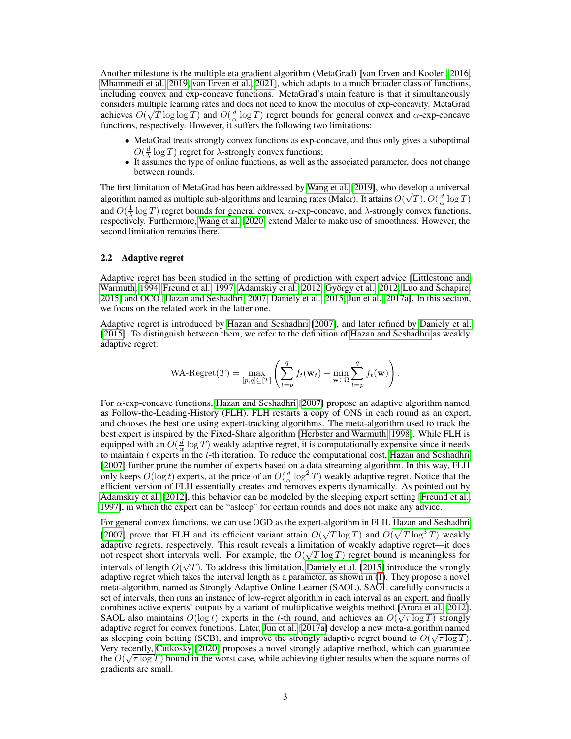Another milestone is the multiple eta gradient algorithm (MetaGrad) [van Erven and Koolen, 2016, Mhammedi et al., 2019, van Erven et al., 2021], which adapts to a much broader class of functions, including convex and exp-concave functions. MetaGrad's main feature is that it simultaneously considers multiple learning rates and does not need to know the modulus of exp-concavity. MetaGrad achieves $O(\sqrt{T \log \log T})$ and $O(\frac{d}{\alpha} \log T)$ regret bounds for general convex and $\alpha$-exp-concave functions, respectively. However, it suffers the following two limitations:

- MetaGrad treats strongly convex functions as exp-concave, and thus only gives a suboptimal $O(\frac{d}{\lambda} \log T)$ regret for $\lambda$-strongly convex functions;
- It assumes the type of online functions, as well as the associated parameter, does not change between rounds.

The first limitation of MetaGrad has been addressed by Wang et al. [2019], who develop a universal algorithm named as multiple sub-algorithms and learning rates (Maler). It attains $O(\sqrt{T})$, $O(\frac{d}{\alpha} \log T)$ and $O(\frac{1}{\lambda} \log T)$ regret bounds for general convex, $\alpha$-exp-concave, and $\lambda$-strongly convex functions, respectively. Furthermore, Wang et al. [2020] extend Maler to make use of smoothness. However, the second limitation remains there.

### 2.2 Adaptive regret

Adaptive regret has been studied in the setting of prediction with expert advice [Littlestone and Warmuth, 1994, Freund et al., 1997, Adamskiy et al., 2012, György et al., 2012, Luo and Schapire, 2015] and OCO [Hazan and Seshadhri, 2007, Daniely et al., 2015, Jun et al., 2017a]. In this section, we focus on the related work in the latter one.

Adaptive regret is introduced by Hazan and Seshadhri [2007], and later refined by Daniely et al. [2015]. To distinguish between them, we refer to the definition of Hazan and Seshadhri as weakly adaptive regret:

$$\text{WA-Regret}(T) = \max_{[p,q] \subseteq [T]} \left( \sum_{t=p}^{q} f_t(\mathbf{w}_t) - \min_{\mathbf{w} \in \Omega} \sum_{t=p}^{q} f_t(\mathbf{w}) \right).$$

For $\alpha$-exp-concave functions, Hazan and Seshadhri [2007] propose an adaptive algorithm named as Follow-the-Leading-History (FLH). FLH restarts a copy of ONS in each round as an expert, and chooses the best one using expert-tracking algorithms. The meta-algorithm used to track the best expert is inspired by the Fixed-Share algorithm [Herbster and Warmuth, 1998]. While FLH is equipped with an $O(\frac{d}{\alpha} \log T)$ weakly adaptive regret, it is computationally expensive since it needs to maintain $t$ experts in the $t$-th iteration. To reduce the computational cost, Hazan and Seshadhri [2007] further prune the number of experts based on a data streaming algorithm. In this way, FLH only keeps $O(\log t)$ experts, at the price of an $O(\frac{d}{\alpha} \log^2 T)$ weakly adaptive regret. Notice that the efficient version of FLH essentially creates and removes experts dynamically. As pointed out by Adamskiy et al. [2012], this behavior can be modeled by the sleeping expert setting [Freund et al., 1997], in which the expert can be "asleep" for certain rounds and does not make any advice.

For general convex functions, we can use OGD as the expert-algorithm in FLH. Hazan and Seshadhri [2007] prove that FLH and its efficient variant attain $O(\sqrt{T \log T})$ and $O(\sqrt{T \log^3 T})$ weakly adaptive regrets, respectively. This result reveals a limitation of weakly adaptive regret—it does not respect short intervals well. For example, the $O(\sqrt{T \log T})$ regret bound is meaningless for intervals of length $O(\sqrt{T})$. To address this limitation, Daniely et al. [2015] introduce the strongly adaptive regret which takes the interval length as a parameter, as shown in (1). They propose a novel meta-algorithm, named as Strongly Adaptive Online Learner (SAOL). SAOL carefully constructs a set of intervals, then runs an instance of low-regret algorithm in each interval as an expert, and finally combines active experts' outputs by a variant of multiplicative weights method [Arora et al., 2012]. SAOL also maintains $O(\log t)$ experts in the $t$-th round, and achieves an $O(\sqrt{\tau} \log T)$ strongly adaptive regret for convex functions. Later, Jun et al. [2017a] develop a new meta-algorithm named as sleeping coin betting (SCB), and improve the strongly adaptive regret bound to $O(\sqrt{\tau \log T})$. Very recently, Cutkosky [2020] proposes a novel strongly adaptive method, which can guarantee the $O(\sqrt{\tau \log T})$ bound in the worst case, while achieving tighter results when the square norms of gradients are small.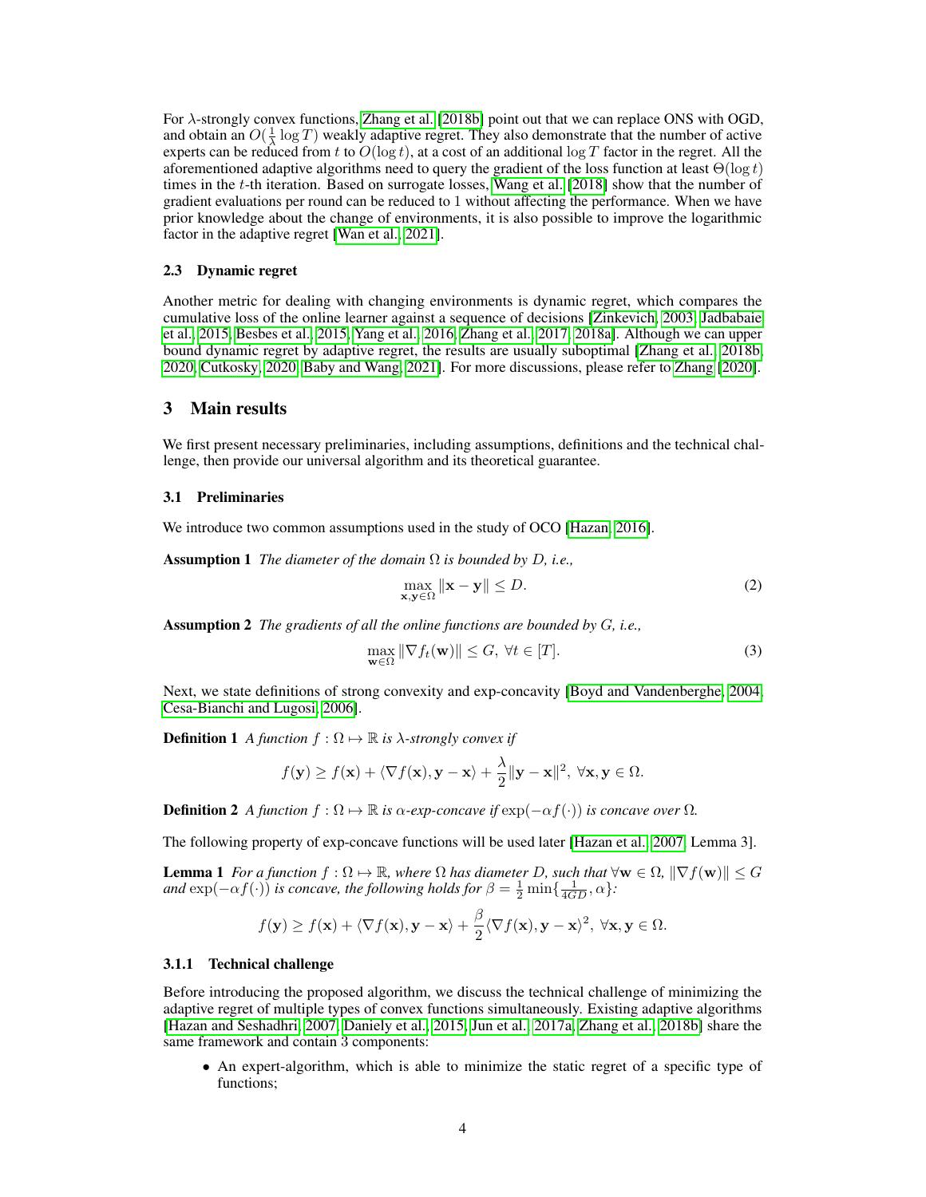For $\lambda$-strongly convex functions, Zhang et al. [2018b] point out that we can replace ONS with OGD, and obtain an $O(\frac{1}{\lambda}\log T)$ weakly adaptive regret. They also demonstrate that the number of active experts can be reduced from $t$ to $O(\log t)$, at a cost of an additional $\log T$ factor in the regret. All the aforementioned adaptive algorithms need to query the gradient of the loss function at least $\Theta(\log t)$ times in the $t$-th iteration. Based on surrogate losses, Wang et al. [2018] show that the number of gradient evaluations per round can be reduced to 1 without affecting the performance. When we have prior knowledge about the change of environments, it is also possible to improve the logarithmic factor in the adaptive regret [Wan et al., 2021].

### 2.3 Dynamic regret

Another metric for dealing with changing environments is dynamic regret, which compares the cumulative loss of the online learner against a sequence of decisions [Zinkevich, 2003, Jadbabaie et al., 2015, Besbes et al., 2015, Yang et al., 2016, Zhang et al., 2017, 2018a]. Although we can upper bound dynamic regret by adaptive regret, the results are usually suboptimal [Zhang et al., 2018b, 2020, Cutkosky, 2020, Baby and Wang, 2021]. For more discussions, please refer to Zhang [2020].

## 3 Main results

We first present necessary preliminaries, including assumptions, definitions and the technical challenge, then provide our universal algorithm and its theoretical guarantee.

### 3.1 Preliminaries

We introduce two common assumptions used in the study of OCO [Hazan, 2016].

**Assumption 1** *The diameter of the domain $\Omega$ is bounded by $D$, i.e.,*

$$\max_{\mathbf{x},\mathbf{y}\in\Omega} \|\mathbf{x}-\mathbf{y}\| \leq D. \tag{2}$$

**Assumption 2** *The gradients of all the online functions are bounded by $G$, i.e.,*

$$\max_{\mathbf{w}\in\Omega} \|\nabla f_t(\mathbf{w})\| \leq G, \ \forall t \in [T]. \tag{3}$$

Next, we state definitions of strong convexity and exp-concavity [Boyd and Vandenberghe, 2004, Cesa-Bianchi and Lugosi, 2006].

**Definition 1** *A function $f : \Omega \mapsto \mathbb{R}$ is $\lambda$-strongly convex if*

$$f(\mathbf{y}) \geq f(\mathbf{x}) + \langle \nabla f(\mathbf{x}), \mathbf{y}-\mathbf{x}\rangle + \frac{\lambda}{2}\|\mathbf{y}-\mathbf{x}\|^2, \ \forall \mathbf{x},\mathbf{y} \in \Omega.$$

**Definition 2** *A function $f : \Omega \mapsto \mathbb{R}$ is $\alpha$-exp-concave if $\exp(-\alpha f(\cdot))$ is concave over $\Omega$.*

The following property of exp-concave functions will be used later [Hazan et al., 2007, Lemma 3].

**Lemma 1** *For a function $f : \Omega \mapsto \mathbb{R}$, where $\Omega$ has diameter $D$, such that $\forall \mathbf{w} \in \Omega$, $\|\nabla f(\mathbf{w})\| \leq G$ and $\exp(-\alpha f(\cdot))$ is concave, the following holds for $\beta = \frac{1}{2}\min\{\frac{1}{4GD}, \alpha\}$:*

$$f(\mathbf{y}) \geq f(\mathbf{x}) + \langle \nabla f(\mathbf{x}), \mathbf{y}-\mathbf{x}\rangle + \frac{\beta}{2}\langle \nabla f(\mathbf{x}), \mathbf{y}-\mathbf{x}\rangle^2, \ \forall \mathbf{x},\mathbf{y} \in \Omega.$$

#### 3.1.1 Technical challenge

Before introducing the proposed algorithm, we discuss the technical challenge of minimizing the adaptive regret of multiple types of convex functions simultaneously. Existing adaptive algorithms [Hazan and Seshadhri, 2007, Daniely et al., 2015, Jun et al., 2017a, Zhang et al., 2018b] share the same framework and contain 3 components:

- An expert-algorithm, which is able to minimize the static regret of a specific type of functions;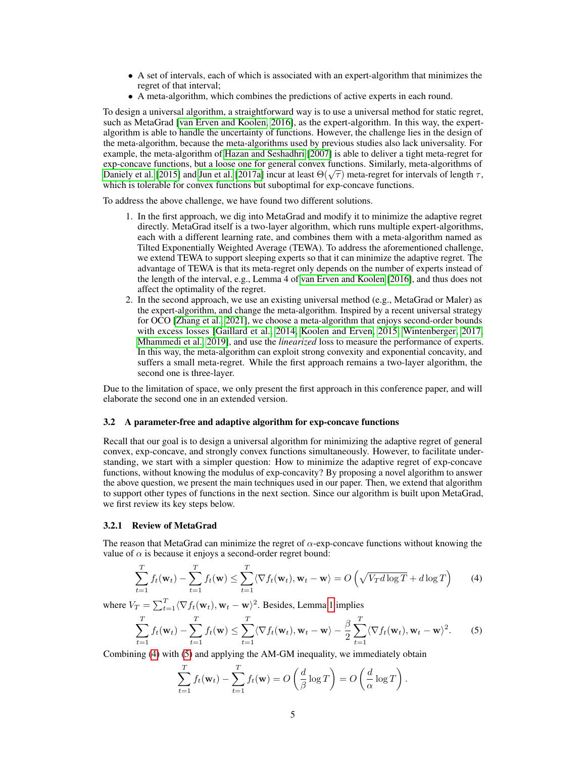- A set of intervals, each of which is associated with an expert-algorithm that minimizes the regret of that interval;
- A meta-algorithm, which combines the predictions of active experts in each round.

To design a universal algorithm, a straightforward way is to use a universal method for static regret, such as MetaGrad [van Erven and Koolen, 2016], as the expert-algorithm. In this way, the expert-algorithm is able to handle the uncertainty of functions. However, the challenge lies in the design of the meta-algorithm, because the meta-algorithms used by previous studies also lack universality. For example, the meta-algorithm of Hazan and Seshadhri [2007] is able to deliver a tight meta-regret for exp-concave functions, but a loose one for general convex functions. Similarly, meta-algorithms of Daniely et al. [2015] and Jun et al. [2017a] incur at least $\Theta(\sqrt{\tau})$ meta-regret for intervals of length $\tau$, which is tolerable for convex functions but suboptimal for exp-concave functions.

To address the above challenge, we have found two different solutions.

1. In the first approach, we dig into MetaGrad and modify it to minimize the adaptive regret directly. MetaGrad itself is a two-layer algorithm, which runs multiple expert-algorithms, each with a different learning rate, and combines them with a meta-algorithm named as Tilted Exponentially Weighted Average (TEWA). To address the aforementioned challenge, we extend TEWA to support sleeping experts so that it can minimize the adaptive regret. The advantage of TEWA is that its meta-regret only depends on the number of experts instead of the length of the interval, e.g., Lemma 4 of van Erven and Koolen [2016], and thus does not affect the optimality of the regret.
2. In the second approach, we use an existing universal method (e.g., MetaGrad or Maler) as the expert-algorithm, and change the meta-algorithm. Inspired by a recent universal strategy for OCO [Zhang et al., 2021], we choose a meta-algorithm that enjoys second-order bounds with excess losses [Gaillard et al., 2014, Koolen and Erven, 2015, Wintenberger, 2017, Mhammedi et al., 2019], and use the *linearized* loss to measure the performance of experts. In this way, the meta-algorithm can exploit strong convexity and exponential concavity, and suffers a small meta-regret. While the first approach remains a two-layer algorithm, the second one is three-layer.

Due to the limitation of space, we only present the first approach in this conference paper, and will elaborate the second one in an extended version.

### 3.2 A parameter-free and adaptive algorithm for exp-concave functions

Recall that our goal is to design a universal algorithm for minimizing the adaptive regret of general convex, exp-concave, and strongly convex functions simultaneously. However, to facilitate understanding, we start with a simpler question: How to minimize the adaptive regret of exp-concave functions, without knowing the modulus of exp-concavity? By proposing a novel algorithm to answer the above question, we present the main techniques used in our paper. Then, we extend that algorithm to support other types of functions in the next section. Since our algorithm is built upon MetaGrad, we first review its key steps below.

#### 3.2.1 Review of MetaGrad

The reason that MetaGrad can minimize the regret of $\alpha$-exp-concave functions without knowing the value of $\alpha$ is because it enjoys a second-order regret bound:

$$\sum_{t=1}^{T} f_t(\mathbf{w}_t) - \sum_{t=1}^{T} f_t(\mathbf{w}) \leq \sum_{t=1}^{T} \langle \nabla f_t(\mathbf{w}_t), \mathbf{w}_t - \mathbf{w} \rangle = O\left(\sqrt{V_T d \log T} + d \log T\right) \tag{4}$$

where $V_T = \sum_{t=1}^{T} \langle \nabla f_t(\mathbf{w}_t), \mathbf{w}_t - \mathbf{w} \rangle^2$. Besides, Lemma 1 implies

$$\sum_{t=1}^{T} f_t(\mathbf{w}_t) - \sum_{t=1}^{T} f_t(\mathbf{w}) \leq \sum_{t=1}^{T} \langle \nabla f_t(\mathbf{w}_t), \mathbf{w}_t - \mathbf{w} \rangle - \frac{\beta}{2} \sum_{t=1}^{T} \langle \nabla f_t(\mathbf{w}_t), \mathbf{w}_t - \mathbf{w} \rangle^2. \tag{5}$$

Combining (4) with (5) and applying the AM-GM inequality, we immediately obtain

$$\sum_{t=1}^{T} f_t(\mathbf{w}_t) - \sum_{t=1}^{T} f_t(\mathbf{w}) = O\left(\frac{d}{\beta} \log T\right) = O\left(\frac{d}{\alpha} \log T\right).$$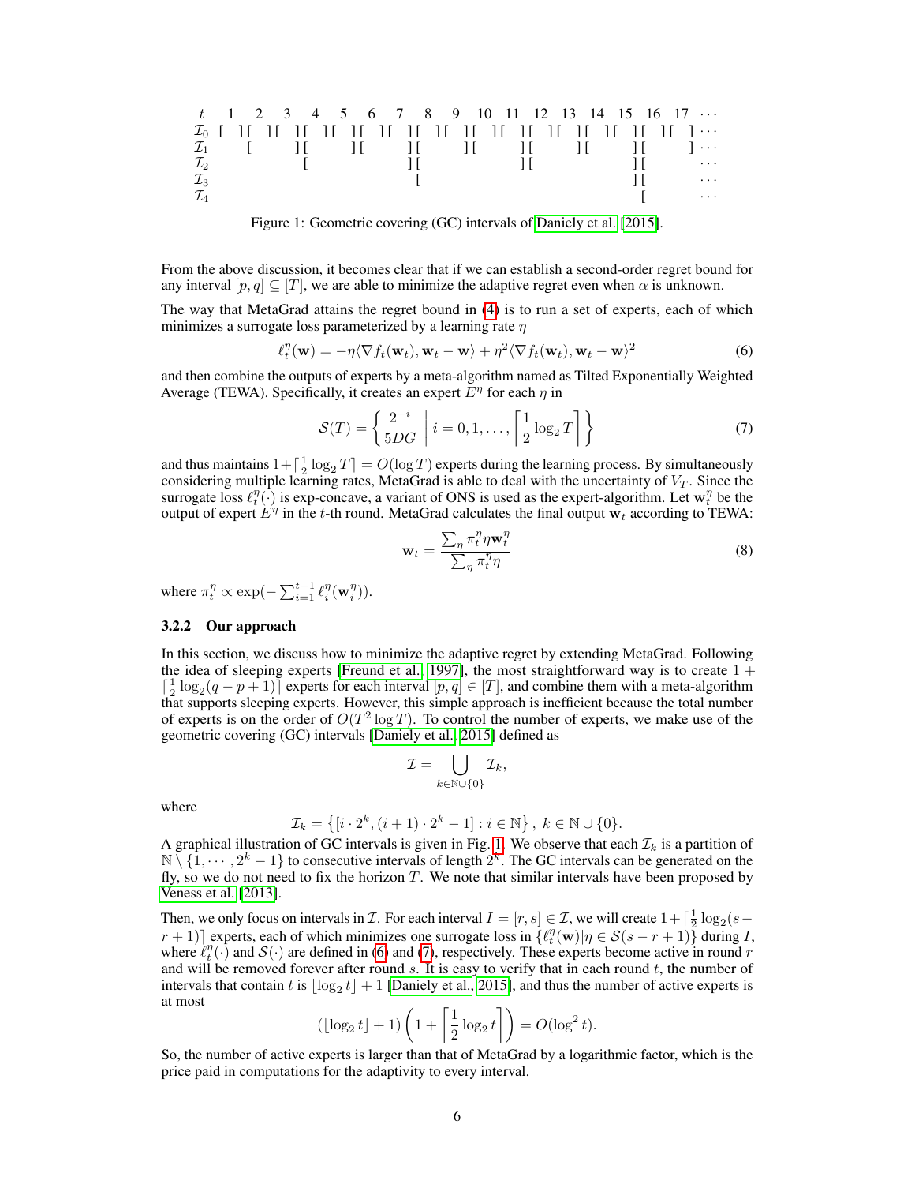| $t$ | 1 | 2 | 3 | 4 | 5 | 6 | 7 | 8 | 9 | 10 | 11 | 12 | 13 | 14 | 15 | 16 | 17 | $\cdots$ |
|---|---|---|---|---|---|---|---|---|---|---|---|---|---|---|---|---|---|---|
| $\mathcal{I}_0$ | [ ] | [ ] | [ ] | [ ] | [ ] | [ ] | [ ] | [ ] | [ ] | [ ] | [ ] | [ ] | [ ] | [ ] | [ ] | [ ] | [ ] | $\cdots$ |
| $\mathcal{I}_1$ | | [ | ] | [ | ] | [ | ] | [ | ] | [ | ] | [ | ] | [ | ] | [ | ] | $\cdots$ |
| $\mathcal{I}_2$ | | | | [ | | | ] | [ | | | ] | [ | | | ] | [ | | $\cdots$ |
| $\mathcal{I}_3$ | | | | | | | | [ | | | | | | | ] | [ | | $\cdots$ |
| $\mathcal{I}_4$ | | | | | | | | | | | | | | | | [ | | $\cdots$ |

Figure 1: Geometric covering (GC) intervals of Daniely et al. [2015].

From the above discussion, it becomes clear that if we can establish a second-order regret bound for any interval $[p, q] \subseteq [T]$, we are able to minimize the adaptive regret even when $\alpha$ is unknown.

The way that MetaGrad attains the regret bound in (4) is to run a set of experts, each of which minimizes a surrogate loss parameterized by a learning rate $\eta$

$$\ell_t^\eta(\mathbf{w}) = -\eta\langle \nabla f_t(\mathbf{w}_t), \mathbf{w}_t - \mathbf{w}\rangle + \eta^2 \langle \nabla f_t(\mathbf{w}_t), \mathbf{w}_t - \mathbf{w}\rangle^2 \tag{6}$$

and then combine the outputs of experts by a meta-algorithm named as Tilted Exponentially Weighted Average (TEWA). Specifically, it creates an expert $E^\eta$ for each $\eta$ in

$$\mathcal{S}(T) = \left\{ \frac{2^{-i}}{5DG} \;\middle|\; i = 0, 1, \ldots, \left\lceil \frac{1}{2}\log_2 T \right\rceil \right\} \tag{7}$$

and thus maintains $1 + \lceil \frac{1}{2}\log_2 T \rceil = O(\log T)$ experts during the learning process. By simultaneously considering multiple learning rates, MetaGrad is able to deal with the uncertainty of $V_T$. Since the surrogate loss $\ell_t^\eta(\cdot)$ is exp-concave, a variant of ONS is used as the expert-algorithm. Let $\mathbf{w}_t^\eta$ be the output of expert $E^\eta$ in the $t$-th round. MetaGrad calculates the final output $\mathbf{w}_t$ according to TEWA:

$$\mathbf{w}_t = \frac{\sum_\eta \pi_t^\eta \eta \mathbf{w}_t^\eta}{\sum_\eta \pi_t^\eta \eta} \tag{8}$$

where $\pi_t^\eta \propto \exp(-\sum_{i=1}^{t-1} \ell_i^\eta(\mathbf{w}_i^\eta))$.

### 3.2.2 Our approach

In this section, we discuss how to minimize the adaptive regret by extending MetaGrad. Following the idea of sleeping experts [Freund et al., 1997], the most straightforward way is to create $1 + \lceil \frac{1}{2}\log_2(q - p + 1)\rceil$ experts for each interval $[p, q] \in [T]$, and combine them with a meta-algorithm that supports sleeping experts. However, this simple approach is inefficient because the total number of experts is on the order of $O(T^2 \log T)$. To control the number of experts, we make use of the geometric covering (GC) intervals [Daniely et al., 2015] defined as

$$\mathcal{I} = \bigcup_{k \in \mathbb{N} \cup \{0\}} \mathcal{I}_k,$$

where

$$\mathcal{I}_k = \left\{ [i \cdot 2^k, (i+1)\cdot 2^k - 1] : i \in \mathbb{N} \right\}, \; k \in \mathbb{N} \cup \{0\}.$$

A graphical illustration of GC intervals is given in Fig. 1. We observe that each $\mathcal{I}_k$ is a partition of $\mathbb{N} \setminus \{1, \cdots, 2^k - 1\}$ to consecutive intervals of length $2^k$. The GC intervals can be generated on the fly, so we do not need to fix the horizon $T$. We note that similar intervals have been proposed by Veness et al. [2013].

Then, we only focus on intervals in $\mathcal{I}$. For each interval $I = [r, s] \in \mathcal{I}$, we will create $1 + \lceil \frac{1}{2}\log_2(s - r + 1)\rceil$ experts, each of which minimizes one surrogate loss in $\{\ell_t^\eta(\mathbf{w}) | \eta \in \mathcal{S}(s - r + 1)\}$ during $I$, where $\ell_t^\eta(\cdot)$ and $\mathcal{S}(\cdot)$ are defined in (6) and (7), respectively. These experts become active in round $r$ and will be removed forever after round $s$. It is easy to verify that in each round $t$, the number of intervals that contain $t$ is $\lfloor \log_2 t \rfloor + 1$ [Daniely et al., 2015], and thus the number of active experts is at most

$$(\lfloor \log_2 t \rfloor + 1)\left(1 + \left\lceil \frac{1}{2}\log_2 t \right\rceil\right) = O(\log^2 t).$$

So, the number of active experts is larger than that of MetaGrad by a logarithmic factor, which is the price paid in computations for the adaptivity to every interval.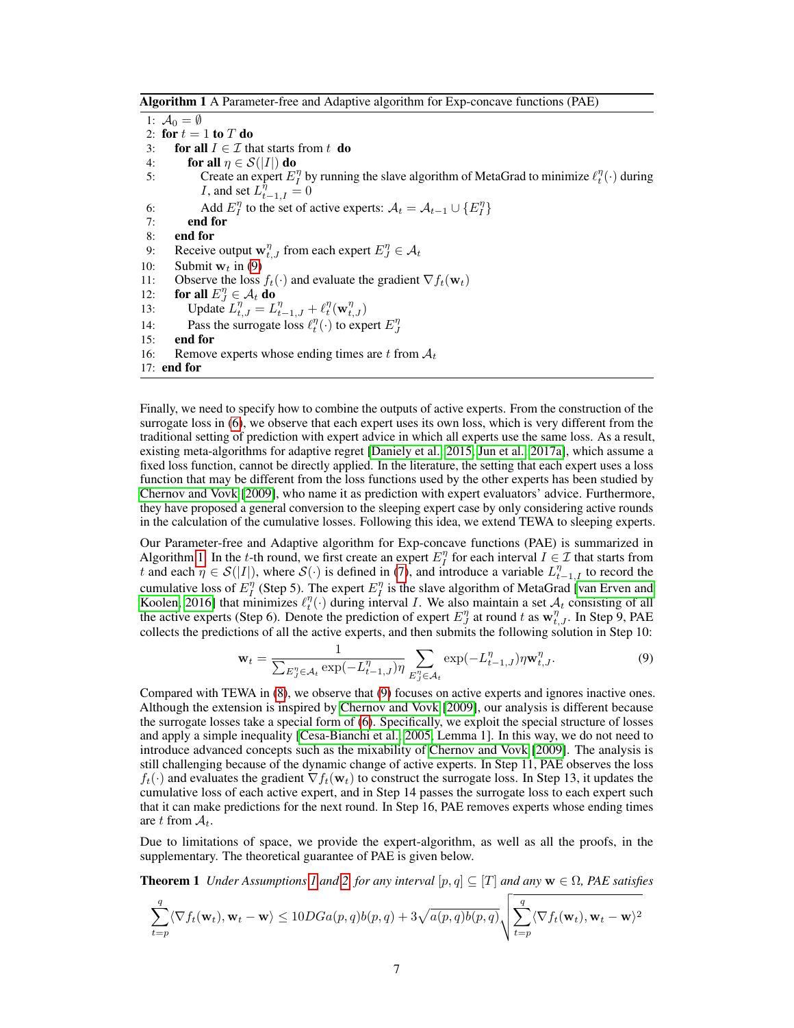**Algorithm 1** A Parameter-free and Adaptive algorithm for Exp-concave functions (PAE)

```
1: A_0 = ∅
2: for t = 1 to T do
3:    for all I ∈ ℐ that starts from t do
4:       for all η ∈ S(|I|) do
5:          Create an expert E_I^η by running the slave algorithm of MetaGrad to minimize ℓ_t^η(·) during
            I, and set L_{t-1,I}^η = 0
6:          Add E_I^η to the set of active experts: A_t = A_{t-1} ∪ {E_I^η}
7:       end for
8:    end for
9:    Receive output w_{t,J}^η from each expert E_J^η ∈ A_t
10:   Submit w_t in (9)
11:   Observe the loss f_t(·) and evaluate the gradient ∇f_t(w_t)
12:   for all E_J^η ∈ A_t do
13:      Update L_{t,J}^η = L_{t-1,J}^η + ℓ_t^η(w_{t,J}^η)
14:      Pass the surrogate loss ℓ_t^η(·) to expert E_J^η
15:   end for
16:   Remove experts whose ending times are t from A_t
17: end for
```

Finally, we need to specify how to combine the outputs of active experts. From the construction of the surrogate loss in (6), we observe that each expert uses its own loss, which is very different from the traditional setting of prediction with expert advice in which all experts use the same loss. As a result, existing meta-algorithms for adaptive regret [Daniely et al., 2015, Jun et al., 2017a], which assume a fixed loss function, cannot be directly applied. In the literature, the setting that each expert uses a loss function that may be different from the loss functions used by the other experts has been studied by Chernov and Vovk [2009], who name it as prediction with expert evaluators' advice. Furthermore, they have proposed a general conversion to the sleeping expert case by only considering active rounds in the calculation of the cumulative losses. Following this idea, we extend TEWA to sleeping experts.

Our Parameter-free and Adaptive algorithm for Exp-concave functions (PAE) is summarized in Algorithm 1. In the $t$-th round, we first create an expert $E_I^\eta$ for each interval $I \in \mathcal{I}$ that starts from $t$ and each $\eta \in \mathcal{S}(|I|)$, where $\mathcal{S}(\cdot)$ is defined in (7), and introduce a variable $L_{t-1,I}^\eta$ to record the cumulative loss of $E_I^\eta$ (Step 5). The expert $E_I^\eta$ is the slave algorithm of MetaGrad [van Erven and Koolen, 2016] that minimizes $\ell_t^\eta(\cdot)$ during interval $I$. We also maintain a set $\mathcal{A}_t$ consisting of all the active experts (Step 6). Denote the prediction of expert $E_J^\eta$ at round $t$ as $\mathbf{w}_{t,J}^\eta$. In Step 9, PAE collects the predictions of all the active experts, and then submits the following solution in Step 10:

$$\mathbf{w}_t = \frac{1}{\sum_{E_J^\eta \in \mathcal{A}_t} \exp(-L_{t-1,J}^\eta)\eta} \sum_{E_J^\eta \in \mathcal{A}_t} \exp(-L_{t-1,J}^\eta)\eta \mathbf{w}_{t,J}^\eta. \tag{9}$$

Compared with TEWA in (8), we observe that (9) focuses on active experts and ignores inactive ones. Although the extension is inspired by Chernov and Vovk [2009], our analysis is different because the surrogate losses take a special form of (6). Specifically, we exploit the special structure of losses and apply a simple inequality [Cesa-Bianchi et al., 2005, Lemma 1]. In this way, we do not need to introduce advanced concepts such as the mixability of Chernov and Vovk [2009]. The analysis is still challenging because of the dynamic change of active experts. In Step 11, PAE observes the loss $f_t(\cdot)$ and evaluates the gradient $\nabla f_t(\mathbf{w}_t)$ to construct the surrogate loss. In Step 13, it updates the cumulative loss of each active expert, and in Step 14 passes the surrogate loss to each expert such that it can make predictions for the next round. In Step 16, PAE removes experts whose ending times are $t$ from $\mathcal{A}_t$.

Due to limitations of space, we provide the expert-algorithm, as well as all the proofs, in the supplementary. The theoretical guarantee of PAE is given below.

**Theorem 1** *Under Assumptions 1 and 2, for any interval $[p,q] \subseteq [T]$ and any $\mathbf{w} \in \Omega$, PAE satisfies*

$$\sum_{t=p}^{q} \langle \nabla f_t(\mathbf{w}_t), \mathbf{w}_t - \mathbf{w} \rangle \leq 10DGa(p,q)b(p,q) + 3\sqrt{a(p,q)b(p,q)} \sqrt{\sum_{t=p}^{q} \langle \nabla f_t(\mathbf{w}_t), \mathbf{w}_t - \mathbf{w} \rangle^2}$$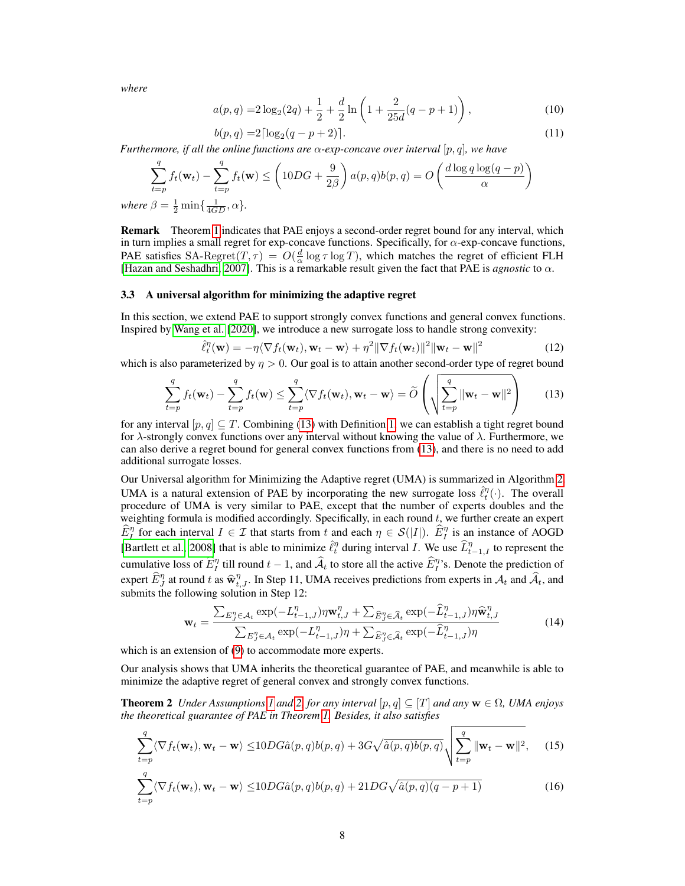*where*

$$a(p,q) = 2\log_2(2q) + \frac{1}{2} + \frac{d}{2}\ln\left(1 + \frac{2}{25d}(q-p+1)\right), \tag{10}$$

$$b(p,q) = 2\lceil \log_2(q-p+2)\rceil. \tag{11}$$

*Furthermore, if all the online functions are $\alpha$-exp-concave over interval $[p,q]$, we have*

$$\sum_{t=p}^{q} f_t(\mathbf{w}_t) - \sum_{t=p}^{q} f_t(\mathbf{w}) \le \left(10DG + \frac{9}{2\beta}\right) a(p,q)b(p,q) = O\left(\frac{d\log q \log(q-p)}{\alpha}\right)$$

*where $\beta = \frac{1}{2}\min\{\frac{1}{4GD}, \alpha\}$.*

**Remark** Theorem 1 indicates that PAE enjoys a second-order regret bound for any interval, which in turn implies a small regret for exp-concave functions. Specifically, for $\alpha$-exp-concave functions, PAE satisfies SA-Regret$(T,\tau) = O(\frac{d}{\alpha}\log\tau\log T)$, which matches the regret of efficient FLH [Hazan and Seshadhri, 2007]. This is a remarkable result given the fact that PAE is *agnostic* to $\alpha$.

### 3.3 A universal algorithm for minimizing the adaptive regret

In this section, we extend PAE to support strongly convex functions and general convex functions. Inspired by Wang et al. [2020], we introduce a new surrogate loss to handle strong convexity:

$$\hat{\ell}_t^{\eta}(\mathbf{w}) = -\eta\langle \nabla f_t(\mathbf{w}_t), \mathbf{w}_t - \mathbf{w}\rangle + \eta^2\|\nabla f_t(\mathbf{w}_t)\|^2\|\mathbf{w}_t - \mathbf{w}\|^2 \tag{12}$$

which is also parameterized by $\eta > 0$. Our goal is to attain another second-order type of regret bound

$$\sum_{t=p}^{q} f_t(\mathbf{w}_t) - \sum_{t=p}^{q} f_t(\mathbf{w}) \le \sum_{t=p}^{q}\langle \nabla f_t(\mathbf{w}_t), \mathbf{w}_t - \mathbf{w}\rangle = \widetilde{O}\left(\sqrt{\sum_{t=p}^{q}\|\mathbf{w}_t - \mathbf{w}\|^2}\right) \tag{13}$$

for any interval $[p,q] \subseteq T$. Combining (13) with Definition 1, we can establish a tight regret bound for $\lambda$-strongly convex functions over any interval without knowing the value of $\lambda$. Furthermore, we can also derive a regret bound for general convex functions from (13), and there is no need to add additional surrogate losses.

Our Universal algorithm for Minimizing the Adaptive regret (UMA) is summarized in Algorithm 2. UMA is a natural extension of PAE by incorporating the new surrogate loss $\hat{\ell}_t^{\eta}(\cdot)$. The overall procedure of UMA is very similar to PAE, except that the number of experts doubles and the weighting formula is modified accordingly. Specifically, in each round $t$, we further create an expert $\widehat{E}_I^{\eta}$ for each interval $I \in \mathcal{I}$ that starts from $t$ and each $\eta \in \mathcal{S}(|I|)$. $\widehat{E}_I^{\eta}$ is an instance of AOGD [Bartlett et al., 2008] that is able to minimize $\hat{\ell}_t^{\eta}$ during interval $I$. We use $\widehat{L}_{t-1,I}^{\eta}$ to represent the cumulative loss of $E_I^{\eta}$ till round $t-1$, and $\widehat{\mathcal{A}}_t$ to store all the active $\widehat{E}_I^{\eta}$'s. Denote the prediction of expert $\widehat{E}_J^{\eta}$ at round $t$ as $\widehat{\mathbf{w}}_{t,J}^{\eta}$. In Step 11, UMA receives predictions from experts in $\mathcal{A}_t$ and $\widehat{\mathcal{A}}_t$, and submits the following solution in Step 12:

$$\mathbf{w}_t = \frac{\sum_{E_J^{\eta}\in\mathcal{A}_t}\exp(-L_{t-1,J}^{\eta})\eta\mathbf{w}_{t,J}^{\eta} + \sum_{\widehat{E}_J^{\eta}\in\widehat{\mathcal{A}}_t}\exp(-\widehat{L}_{t-1,J}^{\eta})\eta\widehat{\mathbf{w}}_{t,J}^{\eta}}{\sum_{E_J^{\eta}\in\mathcal{A}_t}\exp(-L_{t-1,J}^{\eta})\eta + \sum_{\widehat{E}_J^{\eta}\in\widehat{\mathcal{A}}_t}\exp(-\widehat{L}_{t-1,J}^{\eta})\eta} \tag{14}$$

which is an extension of (9) to accommodate more experts.

Our analysis shows that UMA inherits the theoretical guarantee of PAE, and meanwhile is able to minimize the adaptive regret of general convex and strongly convex functions.

**Theorem 2** *Under Assumptions 1 and 2, for any interval $[p,q] \subseteq [T]$ and any $\mathbf{w} \in \Omega$, UMA enjoys the theoretical guarantee of PAE in Theorem 1. Besides, it also satisfies*

$$\sum_{t=p}^{q}\langle \nabla f_t(\mathbf{w}_t), \mathbf{w}_t - \mathbf{w}\rangle \le 10DG\hat{a}(p,q)b(p,q) + 3G\sqrt{\hat{a}(p,q)b(p,q)}\sqrt{\sum_{t=p}^{q}\|\mathbf{w}_t - \mathbf{w}\|^2}, \tag{15}$$

$$\sum_{t=p}^{q}\langle \nabla f_t(\mathbf{w}_t), \mathbf{w}_t - \mathbf{w}\rangle \le 10DG\hat{a}(p,q)b(p,q) + 21DG\sqrt{\hat{a}(p,q)(q-p+1)} \tag{16}$$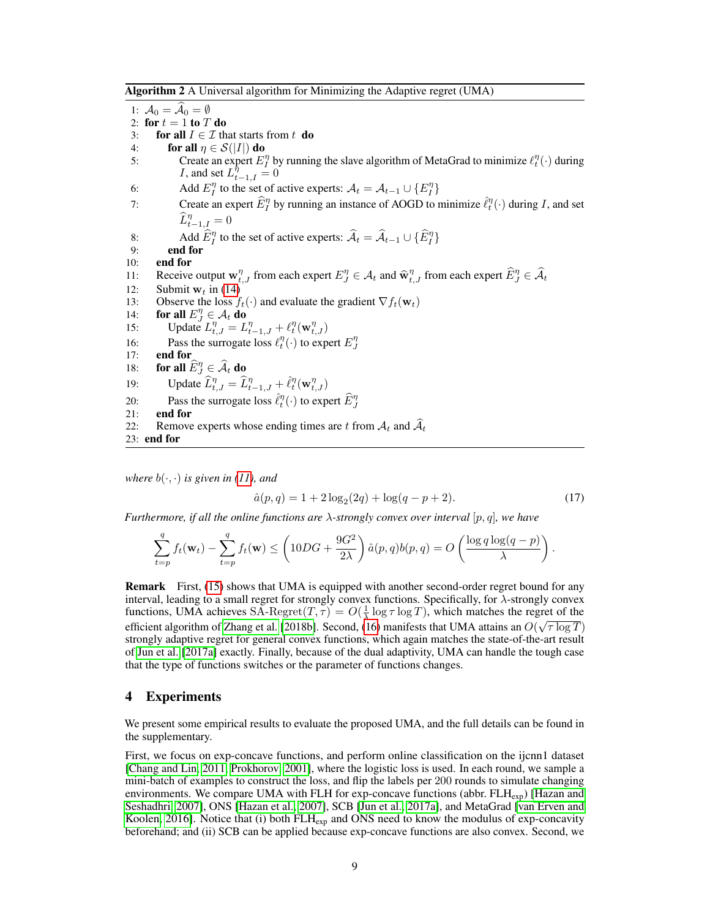**Algorithm 2** A Universal algorithm for Minimizing the Adaptive regret (UMA)

```
1: A_0 = Â_0 = ∅
2: for t = 1 to T do
3:    for all I ∈ 𝓘 that starts from t do
4:       for all η ∈ S(|I|) do
5:          Create an expert E_I^η by running the slave algorithm of MetaGrad to minimize ℓ_t^η(·) during
            I, and set L_{t−1,I}^η = 0
6:          Add E_I^η to the set of active experts: A_t = A_{t−1} ∪ {E_I^η}
7:          Create an expert Ê_I^η by running an instance of AOGD to minimize ℓ̂_t^η(·) during I, and set
            L̂_{t−1,I}^η = 0
8:          Add Ê_I^η to the set of active experts: Â_t = Â_{t−1} ∪ {Ê_I^η}
9:       end for
10:   end for
11:   Receive output w_{t,J}^η from each expert E_J^η ∈ A_t and ŵ_{t,J}^η from each expert Ê_J^η ∈ Â_t
12:   Submit w_t in (14)
13:   Observe the loss f_t(·) and evaluate the gradient ∇f_t(w_t)
14:   for all E_J^η ∈ A_t do
15:      Update L_{t,J}^η = L_{t−1,J}^η + ℓ_t^η(w_{t,J}^η)
16:      Pass the surrogate loss ℓ_t^η(·) to expert E_J^η
17:   end for
18:   for all Ê_J^η ∈ Â_t do
19:      Update L̂_{t,J}^η = L̂_{t−1,J}^η + ℓ̂_t^η(w_{t,J}^η)
20:      Pass the surrogate loss ℓ̂_t^η(·) to expert Ê_J^η
21:   end for
22:   Remove experts whose ending times are t from A_t and Â_t
23: end for
```

*where $b(\cdot,\cdot)$ is given in (11), and*

$$\hat{a}(p,q) = 1 + 2\log_2(2q) + \log(q-p+2). \tag{17}$$

*Furthermore, if all the online functions are $\lambda$-strongly convex over interval $[p,q]$, we have*

$$\sum_{t=p}^{q} f_t(\mathbf{w}_t) - \sum_{t=p}^{q} f_t(\mathbf{w}) \leq \left(10DG + \frac{9G^2}{2\lambda}\right)\hat{a}(p,q)b(p,q) = O\left(\frac{\log q \log(q-p)}{\lambda}\right).$$

**Remark** First, (15) shows that UMA is equipped with another second-order regret bound for any interval, leading to a small regret for strongly convex functions. Specifically, for $\lambda$-strongly convex functions, UMA achieves $\text{SA-Regret}(T,\tau) = O(\frac{1}{\lambda}\log\tau\log T)$, which matches the regret of the efficient algorithm of Zhang et al. [2018b]. Second, (16) manifests that UMA attains an $O(\sqrt{\tau\log T})$ strongly adaptive regret for general convex functions, which again matches the state-of-the-art result of Jun et al. [2017a] exactly. Finally, because of the dual adaptivity, UMA can handle the tough case that the type of functions switches or the parameter of functions changes.

## 4 Experiments

We present some empirical results to evaluate the proposed UMA, and the full details can be found in the supplementary.

First, we focus on exp-concave functions, and perform online classification on the ijcnn1 dataset [Chang and Lin, 2011, Prokhorov, 2001], where the logistic loss is used. In each round, we sample a mini-batch of examples to construct the loss, and flip the labels per 200 rounds to simulate changing environments. We compare UMA with FLH for exp-concave functions (abbr. $\text{FLH}_{\text{exp}}$) [Hazan and Seshadhri, 2007], ONS [Hazan et al., 2007], SCB [Jun et al., 2017a], and MetaGrad [van Erven and Koolen, 2016]. Notice that (i) both $\text{FLH}_{\text{exp}}$ and ONS need to know the modulus of exp-concavity beforehand; and (ii) SCB can be applied because exp-concave functions are also convex. Second, we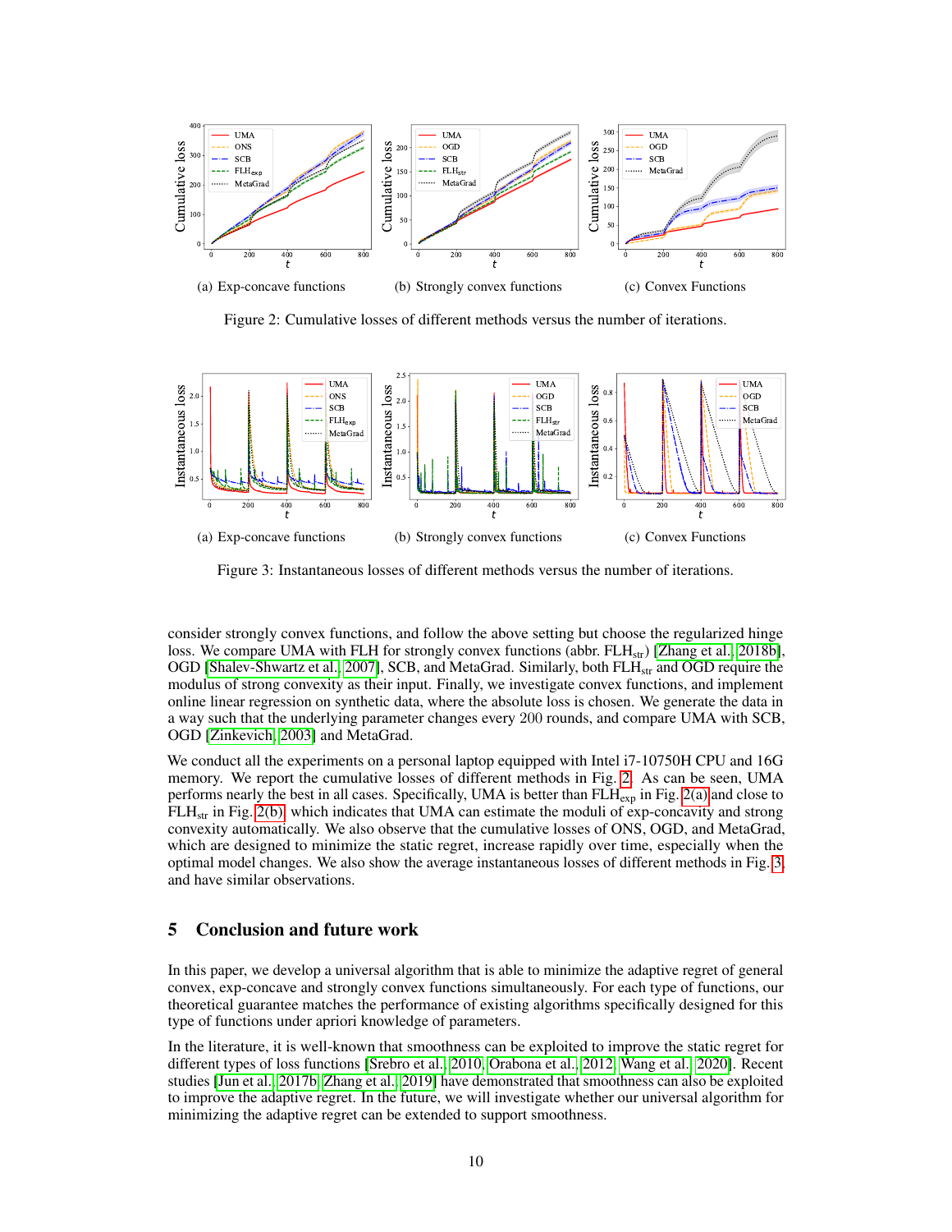(a) Exp-concave functions

(b) Strongly convex functions

(c) Convex Functions

Figure 2: Cumulative losses of different methods versus the number of iterations.

(a) Exp-concave functions

(b) Strongly convex functions

(c) Convex Functions

Figure 3: Instantaneous losses of different methods versus the number of iterations.

consider strongly convex functions, and follow the above setting but choose the regularized hinge loss. We compare UMA with FLH for strongly convex functions (abbr. $\text{FLH}_{\text{str}}$) [Zhang et al., 2018b], OGD [Shalev-Shwartz et al., 2007], SCB, and MetaGrad. Similarly, both $\text{FLH}_{\text{str}}$ and OGD require the modulus of strong convexity as their input. Finally, we investigate convex functions, and implement online linear regression on synthetic data, where the absolute loss is chosen. We generate the data in a way such that the underlying parameter changes every 200 rounds, and compare UMA with SCB, OGD [Zinkevich, 2003] and MetaGrad.

We conduct all the experiments on a personal laptop equipped with Intel i7-10750H CPU and 16G memory. We report the cumulative losses of different methods in Fig. 2. As can be seen, UMA performs nearly the best in all cases. Specifically, UMA is better than $\text{FLH}_{\text{exp}}$ in Fig. 2(a) and close to $\text{FLH}_{\text{str}}$ in Fig. 2(b), which indicates that UMA can estimate the moduli of exp-concavity and strong convexity automatically. We also observe that the cumulative losses of ONS, OGD, and MetaGrad, which are designed to minimize the static regret, increase rapidly over time, especially when the optimal model changes. We also show the average instantaneous losses of different methods in Fig. 3, and have similar observations.

## 5 Conclusion and future work

In this paper, we develop a universal algorithm that is able to minimize the adaptive regret of general convex, exp-concave and strongly convex functions simultaneously. For each type of functions, our theoretical guarantee matches the performance of existing algorithms specifically designed for this type of functions under apriori knowledge of parameters.

In the literature, it is well-known that smoothness can be exploited to improve the static regret for different types of loss functions [Srebro et al., 2010, Orabona et al., 2012, Wang et al., 2020]. Recent studies [Jun et al., 2017b, Zhang et al., 2019] have demonstrated that smoothness can also be exploited to improve the adaptive regret. In the future, we will investigate whether our universal algorithm for minimizing the adaptive regret can be extended to support smoothness.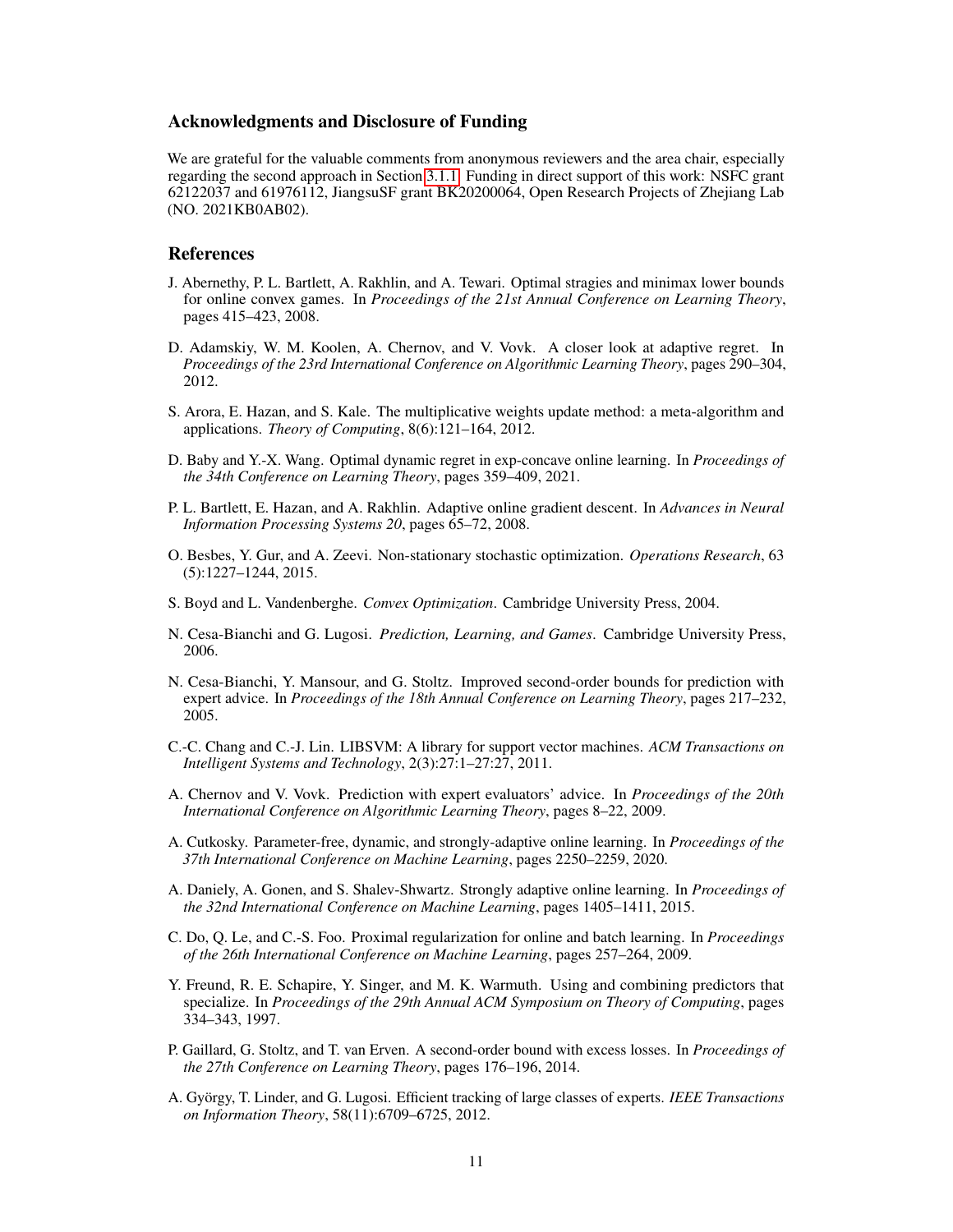## Acknowledgments and Disclosure of Funding

We are grateful for the valuable comments from anonymous reviewers and the area chair, especially regarding the second approach in Section 3.1.1. Funding in direct support of this work: NSFC grant 62122037 and 61976112, JiangsuSF grant BK20200064, Open Research Projects of Zhejiang Lab (NO. 2021KB0AB02).

## References

J. Abernethy, P. L. Bartlett, A. Rakhlin, and A. Tewari. Optimal stragies and minimax lower bounds for online convex games. In *Proceedings of the 21st Annual Conference on Learning Theory*, pages 415–423, 2008.

D. Adamskiy, W. M. Koolen, A. Chernov, and V. Vovk. A closer look at adaptive regret. In *Proceedings of the 23rd International Conference on Algorithmic Learning Theory*, pages 290–304, 2012.

S. Arora, E. Hazan, and S. Kale. The multiplicative weights update method: a meta-algorithm and applications. *Theory of Computing*, 8(6):121–164, 2012.

D. Baby and Y.-X. Wang. Optimal dynamic regret in exp-concave online learning. In *Proceedings of the 34th Conference on Learning Theory*, pages 359–409, 2021.

P. L. Bartlett, E. Hazan, and A. Rakhlin. Adaptive online gradient descent. In *Advances in Neural Information Processing Systems 20*, pages 65–72, 2008.

O. Besbes, Y. Gur, and A. Zeevi. Non-stationary stochastic optimization. *Operations Research*, 63 (5):1227–1244, 2015.

S. Boyd and L. Vandenberghe. *Convex Optimization*. Cambridge University Press, 2004.

N. Cesa-Bianchi and G. Lugosi. *Prediction, Learning, and Games*. Cambridge University Press, 2006.

N. Cesa-Bianchi, Y. Mansour, and G. Stoltz. Improved second-order bounds for prediction with expert advice. In *Proceedings of the 18th Annual Conference on Learning Theory*, pages 217–232, 2005.

C.-C. Chang and C.-J. Lin. LIBSVM: A library for support vector machines. *ACM Transactions on Intelligent Systems and Technology*, 2(3):27:1–27:27, 2011.

A. Chernov and V. Vovk. Prediction with expert evaluators' advice. In *Proceedings of the 20th International Conference on Algorithmic Learning Theory*, pages 8–22, 2009.

A. Cutkosky. Parameter-free, dynamic, and strongly-adaptive online learning. In *Proceedings of the 37th International Conference on Machine Learning*, pages 2250–2259, 2020.

A. Daniely, A. Gonen, and S. Shalev-Shwartz. Strongly adaptive online learning. In *Proceedings of the 32nd International Conference on Machine Learning*, pages 1405–1411, 2015.

C. Do, Q. Le, and C.-S. Foo. Proximal regularization for online and batch learning. In *Proceedings of the 26th International Conference on Machine Learning*, pages 257–264, 2009.

Y. Freund, R. E. Schapire, Y. Singer, and M. K. Warmuth. Using and combining predictors that specialize. In *Proceedings of the 29th Annual ACM Symposium on Theory of Computing*, pages 334–343, 1997.

P. Gaillard, G. Stoltz, and T. van Erven. A second-order bound with excess losses. In *Proceedings of the 27th Conference on Learning Theory*, pages 176–196, 2014.

A. György, T. Linder, and G. Lugosi. Efficient tracking of large classes of experts. *IEEE Transactions on Information Theory*, 58(11):6709–6725, 2012.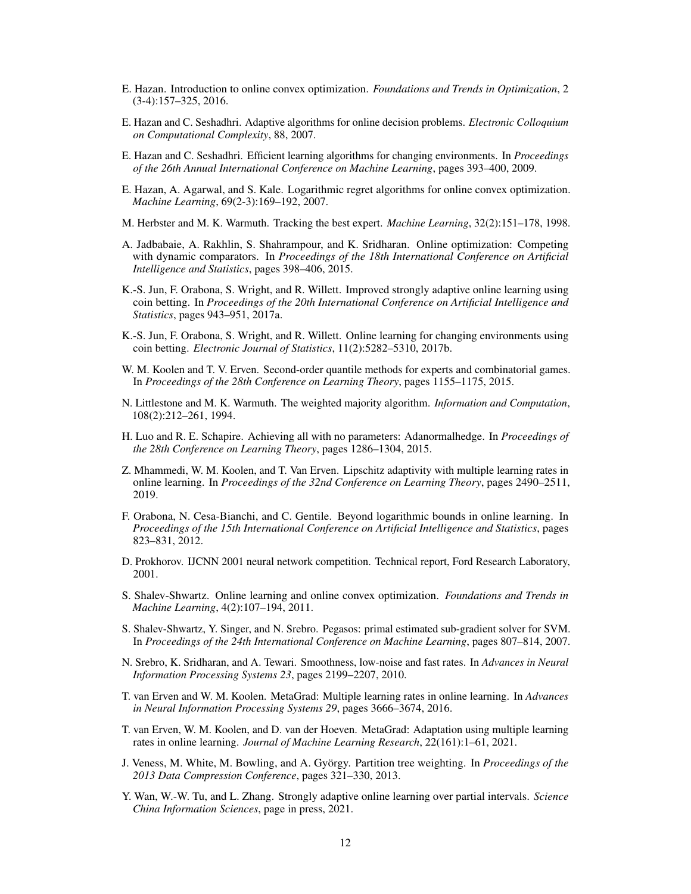E. Hazan. Introduction to online convex optimization. *Foundations and Trends in Optimization*, 2 (3-4):157–325, 2016.

E. Hazan and C. Seshadhri. Adaptive algorithms for online decision problems. *Electronic Colloquium on Computational Complexity*, 88, 2007.

E. Hazan and C. Seshadhri. Efficient learning algorithms for changing environments. In *Proceedings of the 26th Annual International Conference on Machine Learning*, pages 393–400, 2009.

E. Hazan, A. Agarwal, and S. Kale. Logarithmic regret algorithms for online convex optimization. *Machine Learning*, 69(2-3):169–192, 2007.

M. Herbster and M. K. Warmuth. Tracking the best expert. *Machine Learning*, 32(2):151–178, 1998.

A. Jadbabaie, A. Rakhlin, S. Shahrampour, and K. Sridharan. Online optimization: Competing with dynamic comparators. In *Proceedings of the 18th International Conference on Artificial Intelligence and Statistics*, pages 398–406, 2015.

K.-S. Jun, F. Orabona, S. Wright, and R. Willett. Improved strongly adaptive online learning using coin betting. In *Proceedings of the 20th International Conference on Artificial Intelligence and Statistics*, pages 943–951, 2017a.

K.-S. Jun, F. Orabona, S. Wright, and R. Willett. Online learning for changing environments using coin betting. *Electronic Journal of Statistics*, 11(2):5282–5310, 2017b.

W. M. Koolen and T. V. Erven. Second-order quantile methods for experts and combinatorial games. In *Proceedings of the 28th Conference on Learning Theory*, pages 1155–1175, 2015.

N. Littlestone and M. K. Warmuth. The weighted majority algorithm. *Information and Computation*, 108(2):212–261, 1994.

H. Luo and R. E. Schapire. Achieving all with no parameters: Adanormalhedge. In *Proceedings of the 28th Conference on Learning Theory*, pages 1286–1304, 2015.

Z. Mhammedi, W. M. Koolen, and T. Van Erven. Lipschitz adaptivity with multiple learning rates in online learning. In *Proceedings of the 32nd Conference on Learning Theory*, pages 2490–2511, 2019.

F. Orabona, N. Cesa-Bianchi, and C. Gentile. Beyond logarithmic bounds in online learning. In *Proceedings of the 15th International Conference on Artificial Intelligence and Statistics*, pages 823–831, 2012.

D. Prokhorov. IJCNN 2001 neural network competition. Technical report, Ford Research Laboratory, 2001.

S. Shalev-Shwartz. Online learning and online convex optimization. *Foundations and Trends in Machine Learning*, 4(2):107–194, 2011.

S. Shalev-Shwartz, Y. Singer, and N. Srebro. Pegasos: primal estimated sub-gradient solver for SVM. In *Proceedings of the 24th International Conference on Machine Learning*, pages 807–814, 2007.

N. Srebro, K. Sridharan, and A. Tewari. Smoothness, low-noise and fast rates. In *Advances in Neural Information Processing Systems 23*, pages 2199–2207, 2010.

T. van Erven and W. M. Koolen. MetaGrad: Multiple learning rates in online learning. In *Advances in Neural Information Processing Systems 29*, pages 3666–3674, 2016.

T. van Erven, W. M. Koolen, and D. van der Hoeven. MetaGrad: Adaptation using multiple learning rates in online learning. *Journal of Machine Learning Research*, 22(161):1–61, 2021.

J. Veness, M. White, M. Bowling, and A. György. Partition tree weighting. In *Proceedings of the 2013 Data Compression Conference*, pages 321–330, 2013.

Y. Wan, W.-W. Tu, and L. Zhang. Strongly adaptive online learning over partial intervals. *Science China Information Sciences*, page in press, 2021.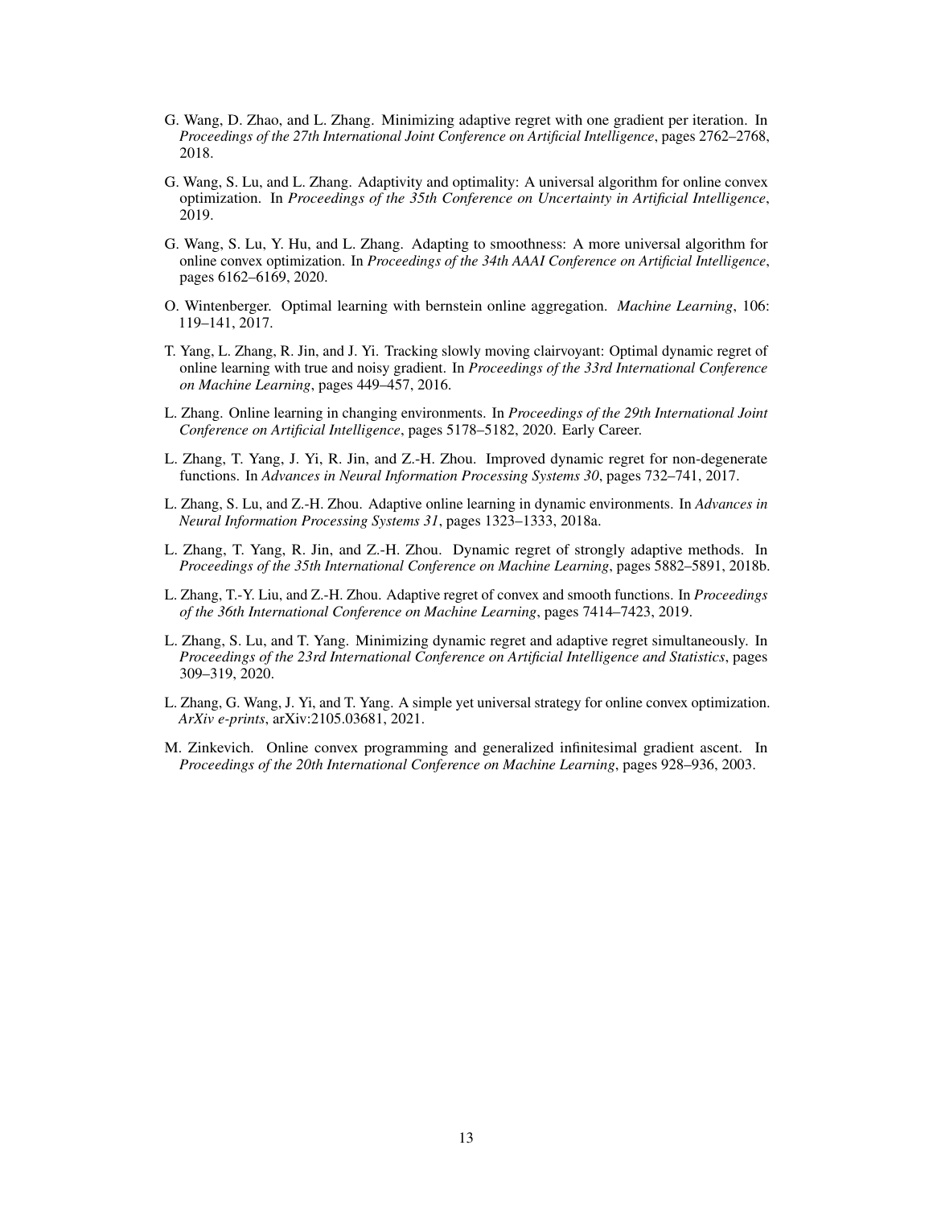G. Wang, D. Zhao, and L. Zhang. Minimizing adaptive regret with one gradient per iteration. In *Proceedings of the 27th International Joint Conference on Artificial Intelligence*, pages 2762–2768, 2018.

G. Wang, S. Lu, and L. Zhang. Adaptivity and optimality: A universal algorithm for online convex optimization. In *Proceedings of the 35th Conference on Uncertainty in Artificial Intelligence*, 2019.

G. Wang, S. Lu, Y. Hu, and L. Zhang. Adapting to smoothness: A more universal algorithm for online convex optimization. In *Proceedings of the 34th AAAI Conference on Artificial Intelligence*, pages 6162–6169, 2020.

O. Wintenberger. Optimal learning with bernstein online aggregation. *Machine Learning*, 106: 119–141, 2017.

T. Yang, L. Zhang, R. Jin, and J. Yi. Tracking slowly moving clairvoyant: Optimal dynamic regret of online learning with true and noisy gradient. In *Proceedings of the 33rd International Conference on Machine Learning*, pages 449–457, 2016.

L. Zhang. Online learning in changing environments. In *Proceedings of the 29th International Joint Conference on Artificial Intelligence*, pages 5178–5182, 2020. Early Career.

L. Zhang, T. Yang, J. Yi, R. Jin, and Z.-H. Zhou. Improved dynamic regret for non-degenerate functions. In *Advances in Neural Information Processing Systems 30*, pages 732–741, 2017.

L. Zhang, S. Lu, and Z.-H. Zhou. Adaptive online learning in dynamic environments. In *Advances in Neural Information Processing Systems 31*, pages 1323–1333, 2018a.

L. Zhang, T. Yang, R. Jin, and Z.-H. Zhou. Dynamic regret of strongly adaptive methods. In *Proceedings of the 35th International Conference on Machine Learning*, pages 5882–5891, 2018b.

L. Zhang, T.-Y. Liu, and Z.-H. Zhou. Adaptive regret of convex and smooth functions. In *Proceedings of the 36th International Conference on Machine Learning*, pages 7414–7423, 2019.

L. Zhang, S. Lu, and T. Yang. Minimizing dynamic regret and adaptive regret simultaneously. In *Proceedings of the 23rd International Conference on Artificial Intelligence and Statistics*, pages 309–319, 2020.

L. Zhang, G. Wang, J. Yi, and T. Yang. A simple yet universal strategy for online convex optimization. *ArXiv e-prints*, arXiv:2105.03681, 2021.

M. Zinkevich. Online convex programming and generalized infinitesimal gradient ascent. In *Proceedings of the 20th International Conference on Machine Learning*, pages 928–936, 2003.